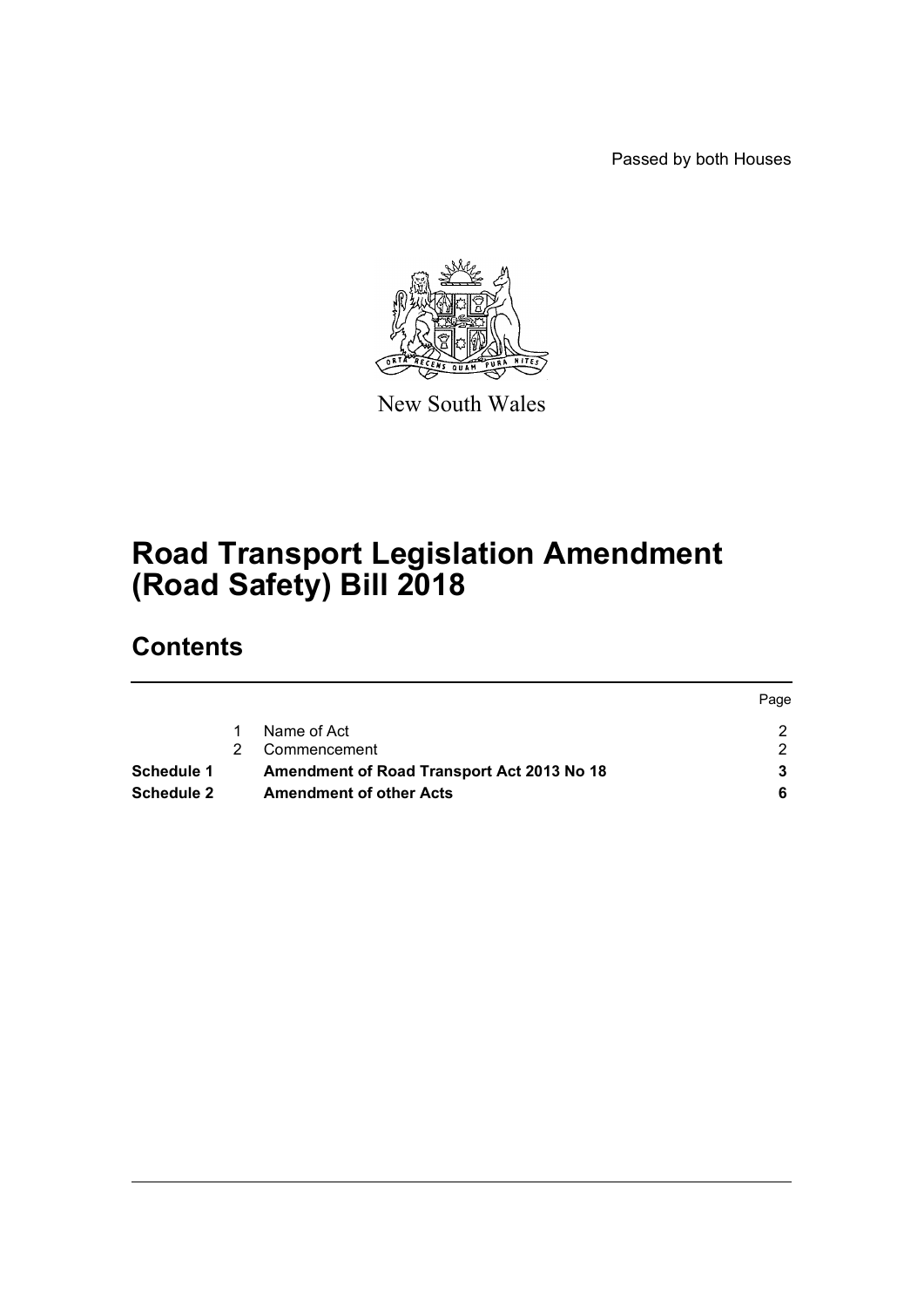Passed by both Houses

New South Wales

# Road Transport Legislation Amendment (Road Safety) Bill 2018

## Contents

| | | | Page |
|---|---|---|---|
| | 1 | Name of Act | 2 |
| | 2 | Commencement | 2 |
| **Schedule 1** | | **Amendment of Road Transport Act 2013 No 18** | **3** |
| **Schedule 2** | | **Amendment of other Acts** | **6** |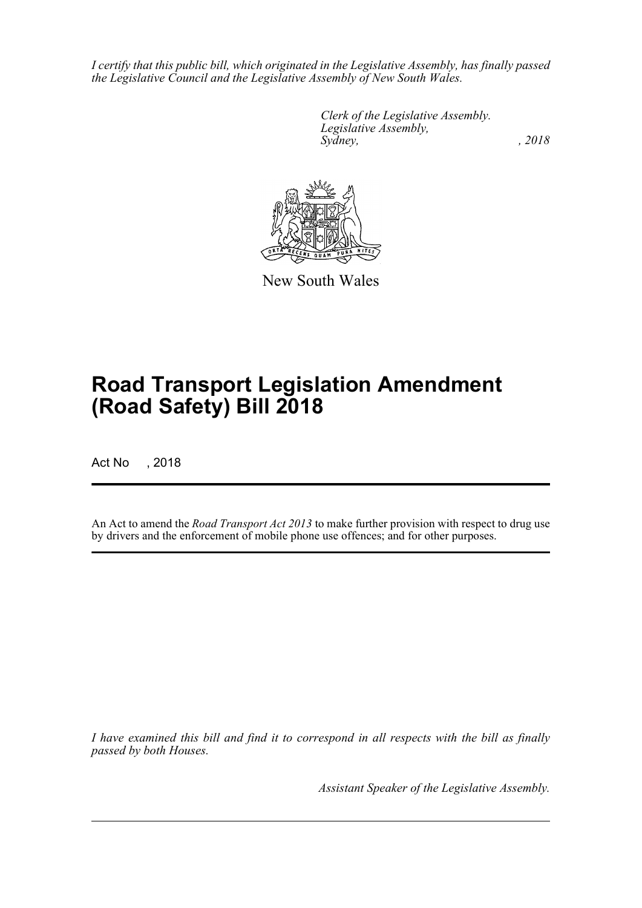*I certify that this public bill, which originated in the Legislative Assembly, has finally passed the Legislative Council and the Legislative Assembly of New South Wales.*

*Clerk of the Legislative Assembly.*
*Legislative Assembly,*
*Sydney, , 2018*

New South Wales

# Road Transport Legislation Amendment (Road Safety) Bill 2018

Act No , 2018

An Act to amend the *Road Transport Act 2013* to make further provision with respect to drug use by drivers and the enforcement of mobile phone use offences; and for other purposes.

*I have examined this bill and find it to correspond in all respects with the bill as finally passed by both Houses.*

*Assistant Speaker of the Legislative Assembly.*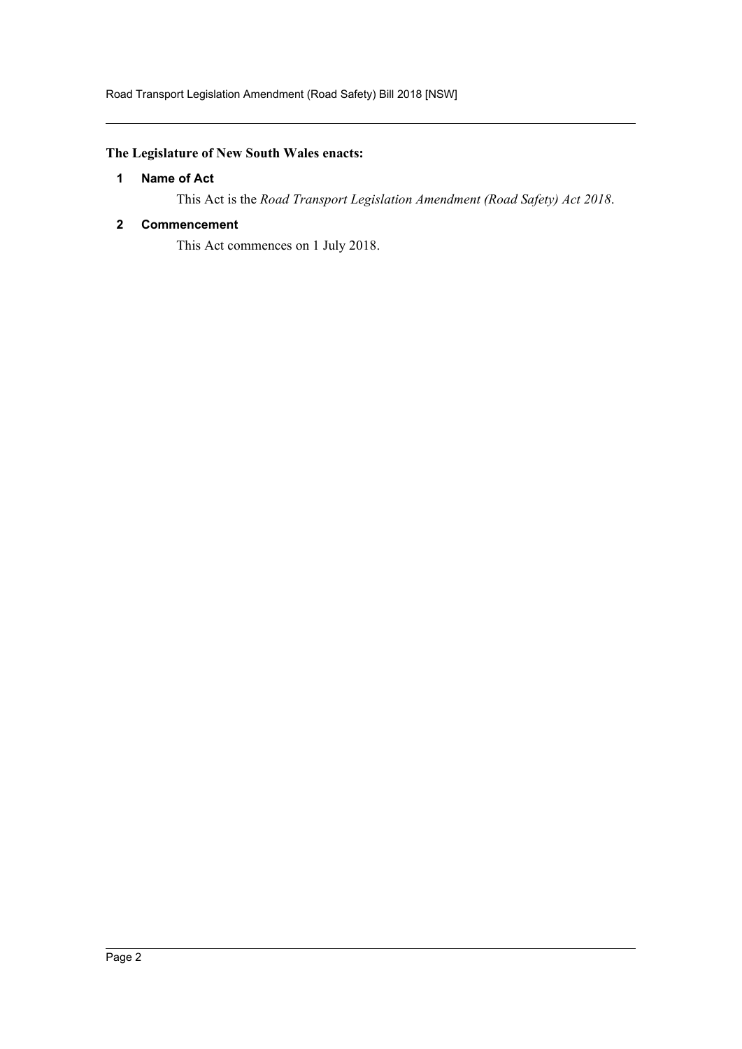**The Legislature of New South Wales enacts:**

### 1 Name of Act

This Act is the *Road Transport Legislation Amendment (Road Safety) Act 2018*.

### 2 Commencement

This Act commences on 1 July 2018.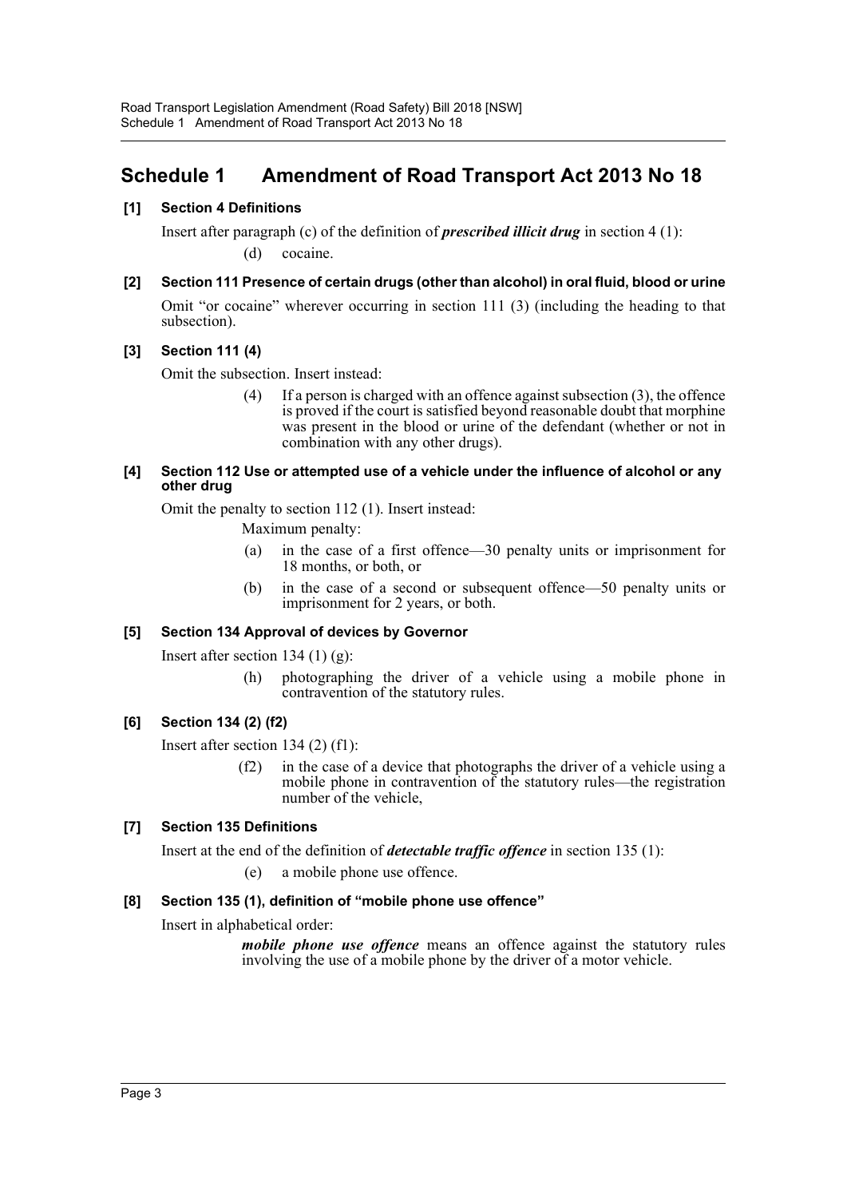# Schedule 1 Amendment of Road Transport Act 2013 No 18

### [1] Section 4 Definitions

Insert after paragraph (c) of the definition of ***prescribed illicit drug*** in section 4 (1):

(d) cocaine.

### [2] Section 111 Presence of certain drugs (other than alcohol) in oral fluid, blood or urine

Omit "or cocaine" wherever occurring in section 111 (3) (including the heading to that subsection).

### [3] Section 111 (4)

Omit the subsection. Insert instead:

(4) If a person is charged with an offence against subsection (3), the offence is proved if the court is satisfied beyond reasonable doubt that morphine was present in the blood or urine of the defendant (whether or not in combination with any other drugs).

### [4] Section 112 Use or attempted use of a vehicle under the influence of alcohol or any other drug

Omit the penalty to section 112 (1). Insert instead:

Maximum penalty:

(a) in the case of a first offence—30 penalty units or imprisonment for 18 months, or both, or

(b) in the case of a second or subsequent offence—50 penalty units or imprisonment for 2 years, or both.

### [5] Section 134 Approval of devices by Governor

Insert after section 134 (1) (g):

(h) photographing the driver of a vehicle using a mobile phone in contravention of the statutory rules.

### [6] Section 134 (2) (f2)

Insert after section 134 (2) (f1):

(f2) in the case of a device that photographs the driver of a vehicle using a mobile phone in contravention of the statutory rules—the registration number of the vehicle,

### [7] Section 135 Definitions

Insert at the end of the definition of ***detectable traffic offence*** in section 135 (1):

(e) a mobile phone use offence.

### [8] Section 135 (1), definition of "mobile phone use offence"

Insert in alphabetical order:

***mobile phone use offence*** means an offence against the statutory rules involving the use of a mobile phone by the driver of a motor vehicle.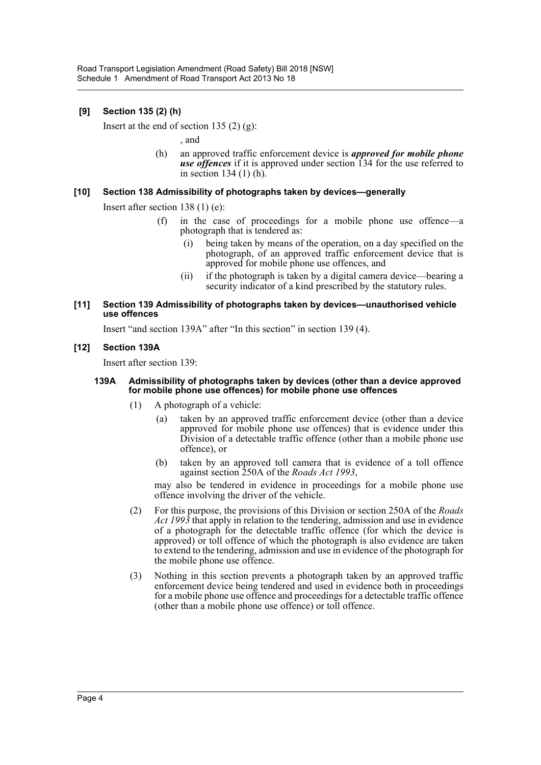### [9] Section 135 (2) (h)

Insert at the end of section 135 (2) (g):

, and

(h) an approved traffic enforcement device is ***approved for mobile phone use offences*** if it is approved under section 134 for the use referred to in section 134 (1) (h).

### [10] Section 138 Admissibility of photographs taken by devices—generally

Insert after section 138 (1) (e):

(f) in the case of proceedings for a mobile phone use offence—a photograph that is tendered as:

(i) being taken by means of the operation, on a day specified on the photograph, of an approved traffic enforcement device that is approved for mobile phone use offences, and

(ii) if the photograph is taken by a digital camera device—bearing a security indicator of a kind prescribed by the statutory rules.

### [11] Section 139 Admissibility of photographs taken by devices—unauthorised vehicle use offences

Insert "and section 139A" after "In this section" in section 139 (4).

### [12] Section 139A

Insert after section 139:

#### 139A Admissibility of photographs taken by devices (other than a device approved for mobile phone use offences) for mobile phone use offences

(1) A photograph of a vehicle:

(a) taken by an approved traffic enforcement device (other than a device approved for mobile phone use offences) that is evidence under this Division of a detectable traffic offence (other than a mobile phone use offence), or

(b) taken by an approved toll camera that is evidence of a toll offence against section 250A of the *Roads Act 1993*,

may also be tendered in evidence in proceedings for a mobile phone use offence involving the driver of the vehicle.

(2) For this purpose, the provisions of this Division or section 250A of the *Roads Act 1993* that apply in relation to the tendering, admission and use in evidence of a photograph for the detectable traffic offence (for which the device is approved) or toll offence of which the photograph is also evidence are taken to extend to the tendering, admission and use in evidence of the photograph for the mobile phone use offence.

(3) Nothing in this section prevents a photograph taken by an approved traffic enforcement device being tendered and used in evidence both in proceedings for a mobile phone use offence and proceedings for a detectable traffic offence (other than a mobile phone use offence) or toll offence.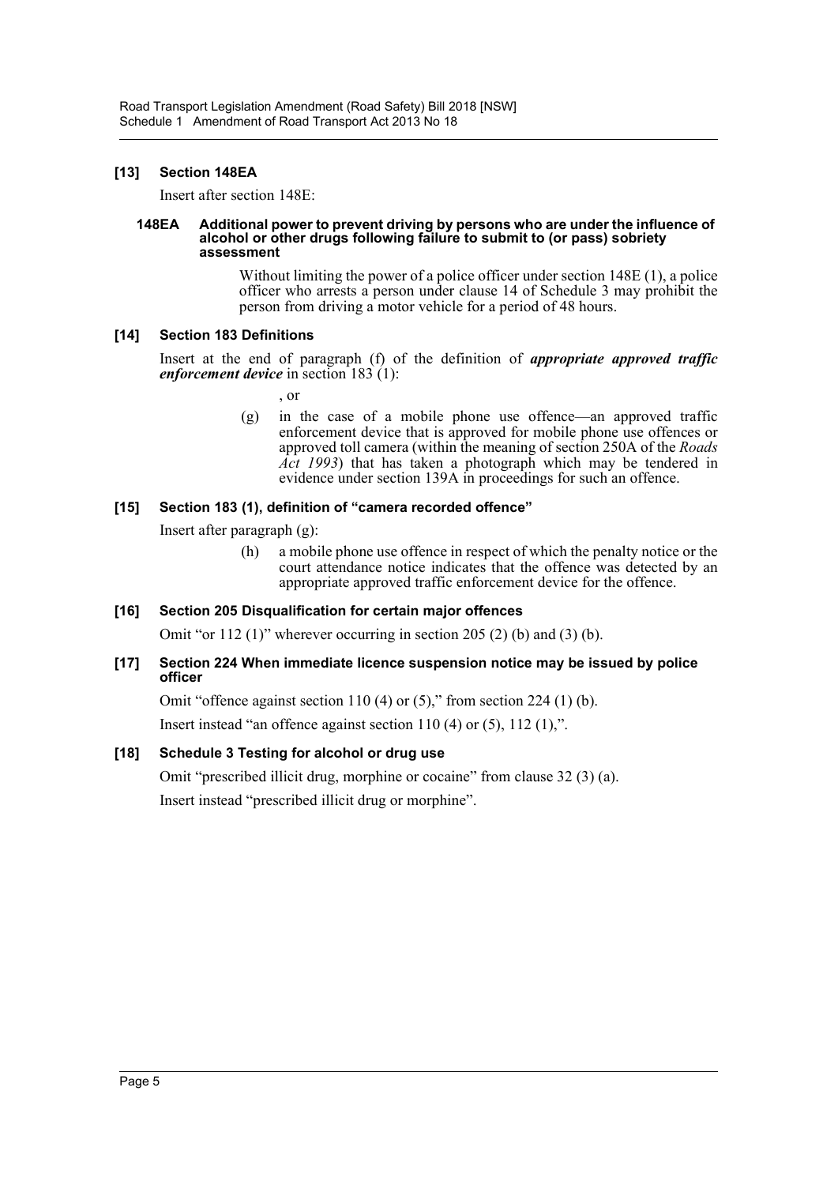### [13] Section 148EA

Insert after section 148E:

#### 148EA Additional power to prevent driving by persons who are under the influence of alcohol or other drugs following failure to submit to (or pass) sobriety assessment

Without limiting the power of a police officer under section 148E (1), a police officer who arrests a person under clause 14 of Schedule 3 may prohibit the person from driving a motor vehicle for a period of 48 hours.

### [14] Section 183 Definitions

Insert at the end of paragraph (f) of the definition of ***appropriate approved traffic enforcement device*** in section 183 (1):

, or

(g) in the case of a mobile phone use offence—an approved traffic enforcement device that is approved for mobile phone use offences or approved toll camera (within the meaning of section 250A of the *Roads Act 1993*) that has taken a photograph which may be tendered in evidence under section 139A in proceedings for such an offence.

### [15] Section 183 (1), definition of "camera recorded offence"

Insert after paragraph (g):

(h) a mobile phone use offence in respect of which the penalty notice or the court attendance notice indicates that the offence was detected by an appropriate approved traffic enforcement device for the offence.

### [16] Section 205 Disqualification for certain major offences

Omit "or 112 (1)" wherever occurring in section 205 (2) (b) and (3) (b).

### [17] Section 224 When immediate licence suspension notice may be issued by police officer

Omit "offence against section 110 (4) or (5)," from section 224 (1) (b).

Insert instead "an offence against section 110 (4) or (5), 112 (1),".

### [18] Schedule 3 Testing for alcohol or drug use

Omit "prescribed illicit drug, morphine or cocaine" from clause 32 (3) (a).

Insert instead "prescribed illicit drug or morphine".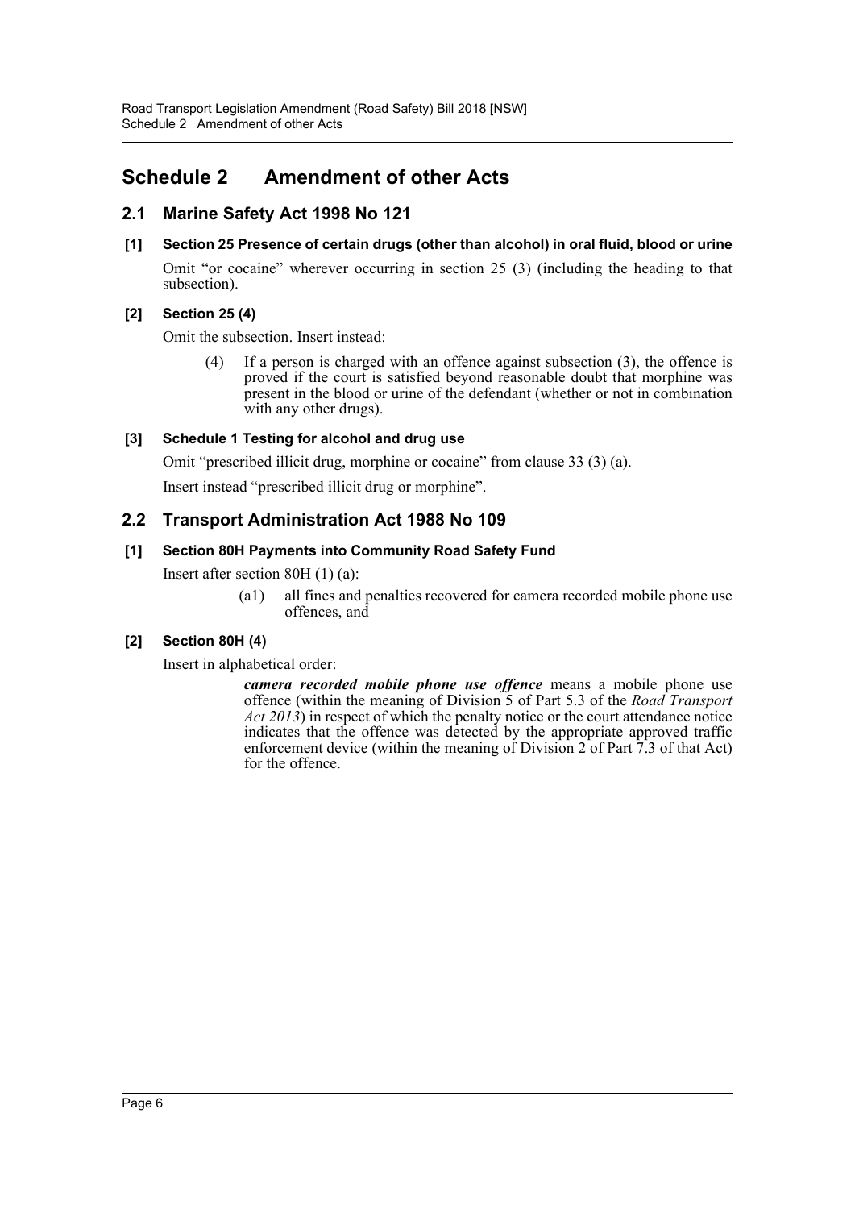# Schedule 2 Amendment of other Acts

## 2.1 Marine Safety Act 1998 No 121

### [1] Section 25 Presence of certain drugs (other than alcohol) in oral fluid, blood or urine

Omit "or cocaine" wherever occurring in section 25 (3) (including the heading to that subsection).

### [2] Section 25 (4)

Omit the subsection. Insert instead:

> (4) If a person is charged with an offence against subsection (3), the offence is proved if the court is satisfied beyond reasonable doubt that morphine was present in the blood or urine of the defendant (whether or not in combination with any other drugs).

### [3] Schedule 1 Testing for alcohol and drug use

Omit "prescribed illicit drug, morphine or cocaine" from clause 33 (3) (a).

Insert instead "prescribed illicit drug or morphine".

## 2.2 Transport Administration Act 1988 No 109

### [1] Section 80H Payments into Community Road Safety Fund

Insert after section 80H (1) (a):

> (a1) all fines and penalties recovered for camera recorded mobile phone use offences, and

### [2] Section 80H (4)

Insert in alphabetical order:

> ***camera recorded mobile phone use offence*** means a mobile phone use offence (within the meaning of Division 5 of Part 5.3 of the *Road Transport Act 2013*) in respect of which the penalty notice or the court attendance notice indicates that the offence was detected by the appropriate approved traffic enforcement device (within the meaning of Division 2 of Part 7.3 of that Act) for the offence.